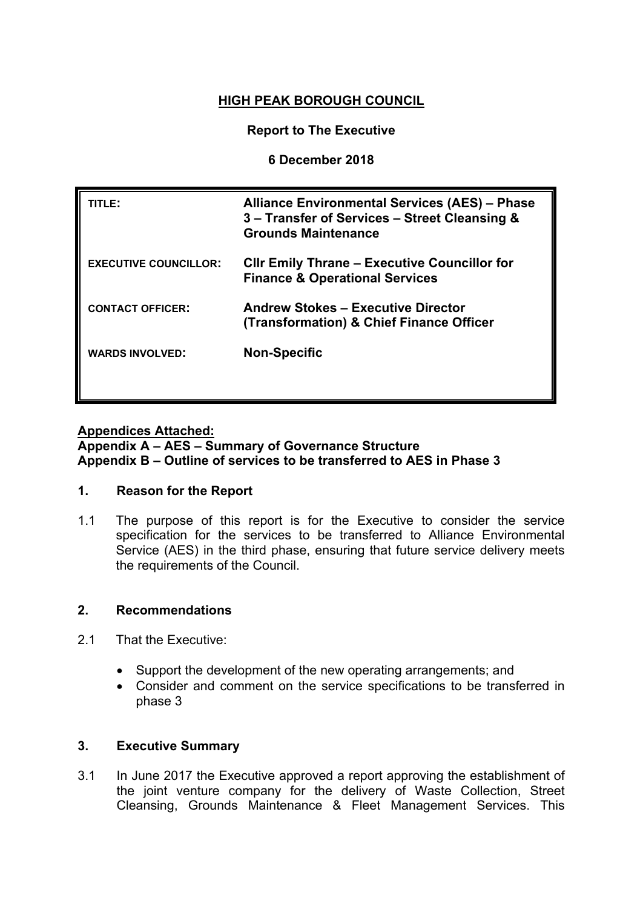# HIGH PEAK BOROUGH COUNCIL

**Report to The Executive**

**6 December 2018**

| | |
|---|---|
| **TITLE:** | **Alliance Environmental Services (AES) – Phase 3 – Transfer of Services – Street Cleansing & Grounds Maintenance** |
| **EXECUTIVE COUNCILLOR:** | **Cllr Emily Thrane – Executive Councillor for Finance & Operational Services** |
| **CONTACT OFFICER:** | **Andrew Stokes – Executive Director (Transformation) & Chief Finance Officer** |
| **WARDS INVOLVED:** | **Non-Specific** |

**Appendices Attached:**
**Appendix A – AES – Summary of Governance Structure**
**Appendix B – Outline of services to be transferred to AES in Phase 3**

## 1. Reason for the Report

1.1 The purpose of this report is for the Executive to consider the service specification for the services to be transferred to Alliance Environmental Service (AES) in the third phase, ensuring that future service delivery meets the requirements of the Council.

## 2. Recommendations

2.1 That the Executive:

- Support the development of the new operating arrangements; and
- Consider and comment on the service specifications to be transferred in phase 3

## 3. Executive Summary

3.1 In June 2017 the Executive approved a report approving the establishment of the joint venture company for the delivery of Waste Collection, Street Cleansing, Grounds Maintenance & Fleet Management Services. This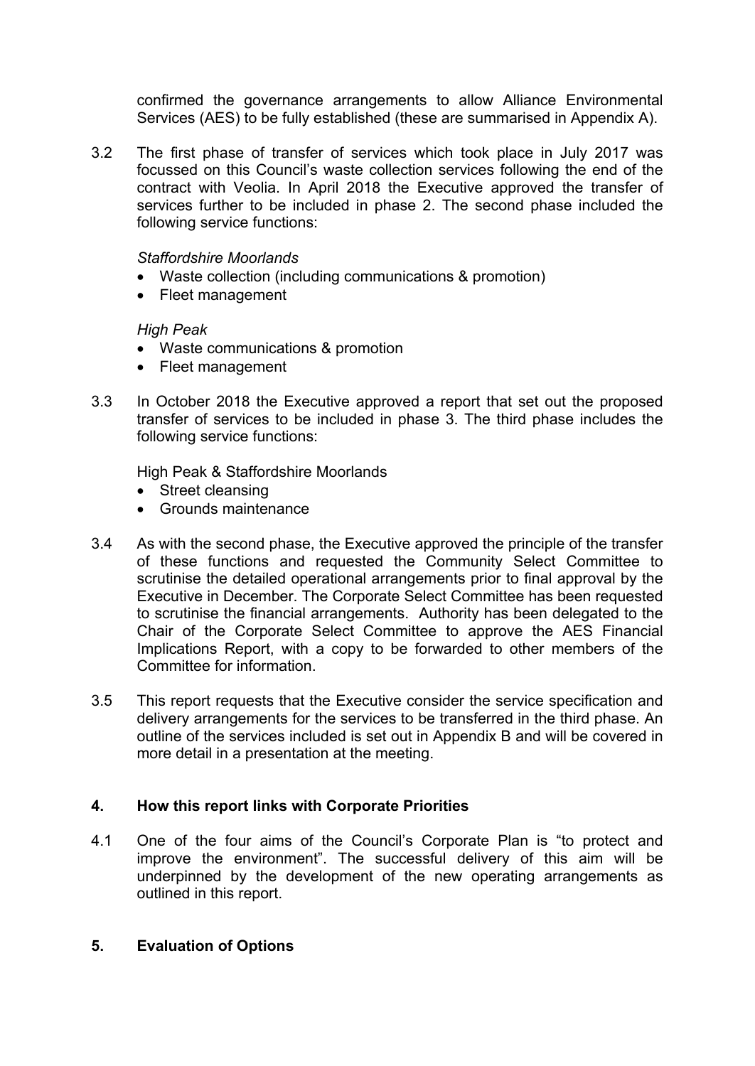confirmed the governance arrangements to allow Alliance Environmental Services (AES) to be fully established (these are summarised in Appendix A).

3.2 The first phase of transfer of services which took place in July 2017 was focussed on this Council's waste collection services following the end of the contract with Veolia. In April 2018 the Executive approved the transfer of services further to be included in phase 2. The second phase included the following service functions:

*Staffordshire Moorlands*

- Waste collection (including communications & promotion)
- Fleet management

*High Peak*

- Waste communications & promotion
- Fleet management

3.3 In October 2018 the Executive approved a report that set out the proposed transfer of services to be included in phase 3. The third phase includes the following service functions:

High Peak & Staffordshire Moorlands

- Street cleansing
- Grounds maintenance

3.4 As with the second phase, the Executive approved the principle of the transfer of these functions and requested the Community Select Committee to scrutinise the detailed operational arrangements prior to final approval by the Executive in December. The Corporate Select Committee has been requested to scrutinise the financial arrangements. Authority has been delegated to the Chair of the Corporate Select Committee to approve the AES Financial Implications Report, with a copy to be forwarded to other members of the Committee for information.

3.5 This report requests that the Executive consider the service specification and delivery arrangements for the services to be transferred in the third phase. An outline of the services included is set out in Appendix B and will be covered in more detail in a presentation at the meeting.

## 4. How this report links with Corporate Priorities

4.1 One of the four aims of the Council's Corporate Plan is "to protect and improve the environment". The successful delivery of this aim will be underpinned by the development of the new operating arrangements as outlined in this report.

## 5. Evaluation of Options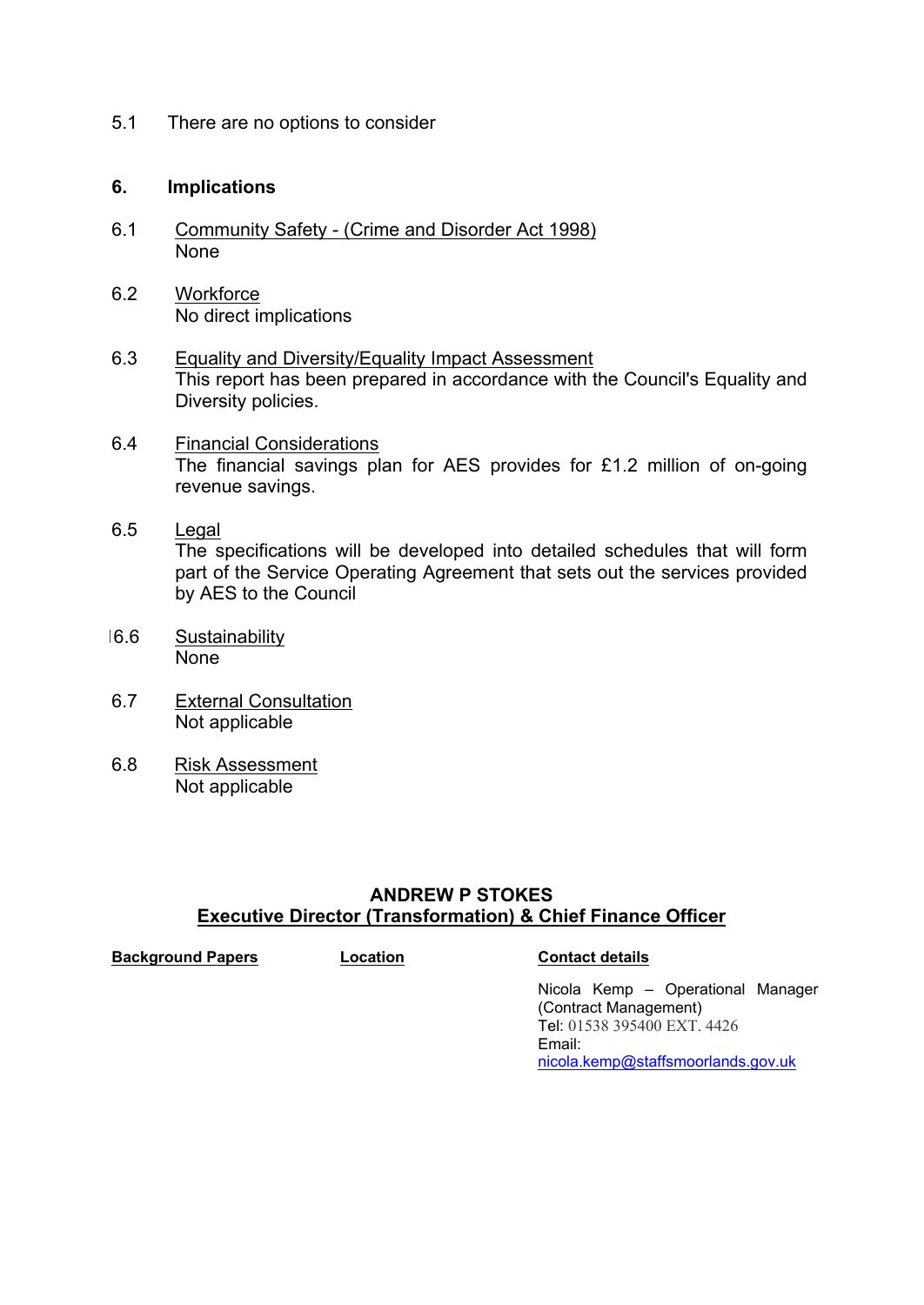5.1 There are no options to consider

## 6. Implications

6.1 Community Safety - (Crime and Disorder Act 1998)
None

6.2 Workforce
No direct implications

6.3 Equality and Diversity/Equality Impact Assessment
This report has been prepared in accordance with the Council's Equality and Diversity policies.

6.4 Financial Considerations
The financial savings plan for AES provides for £1.2 million of on-going revenue savings.

6.5 Legal
The specifications will be developed into detailed schedules that will form part of the Service Operating Agreement that sets out the services provided by AES to the Council

6.6 Sustainability
None

6.7 External Consultation
Not applicable

6.8 Risk Assessment
Not applicable

**ANDREW P STOKES**
**Executive Director (Transformation) & Chief Finance Officer**

| **Background Papers** | **Location** | **Contact details** |
|---|---|---|
| | | Nicola Kemp – Operational Manager (Contract Management)<br>Tel: 01538 395400 EXT. 4426<br>Email:<br>nicola.kemp@staffsmoorlands.gov.uk |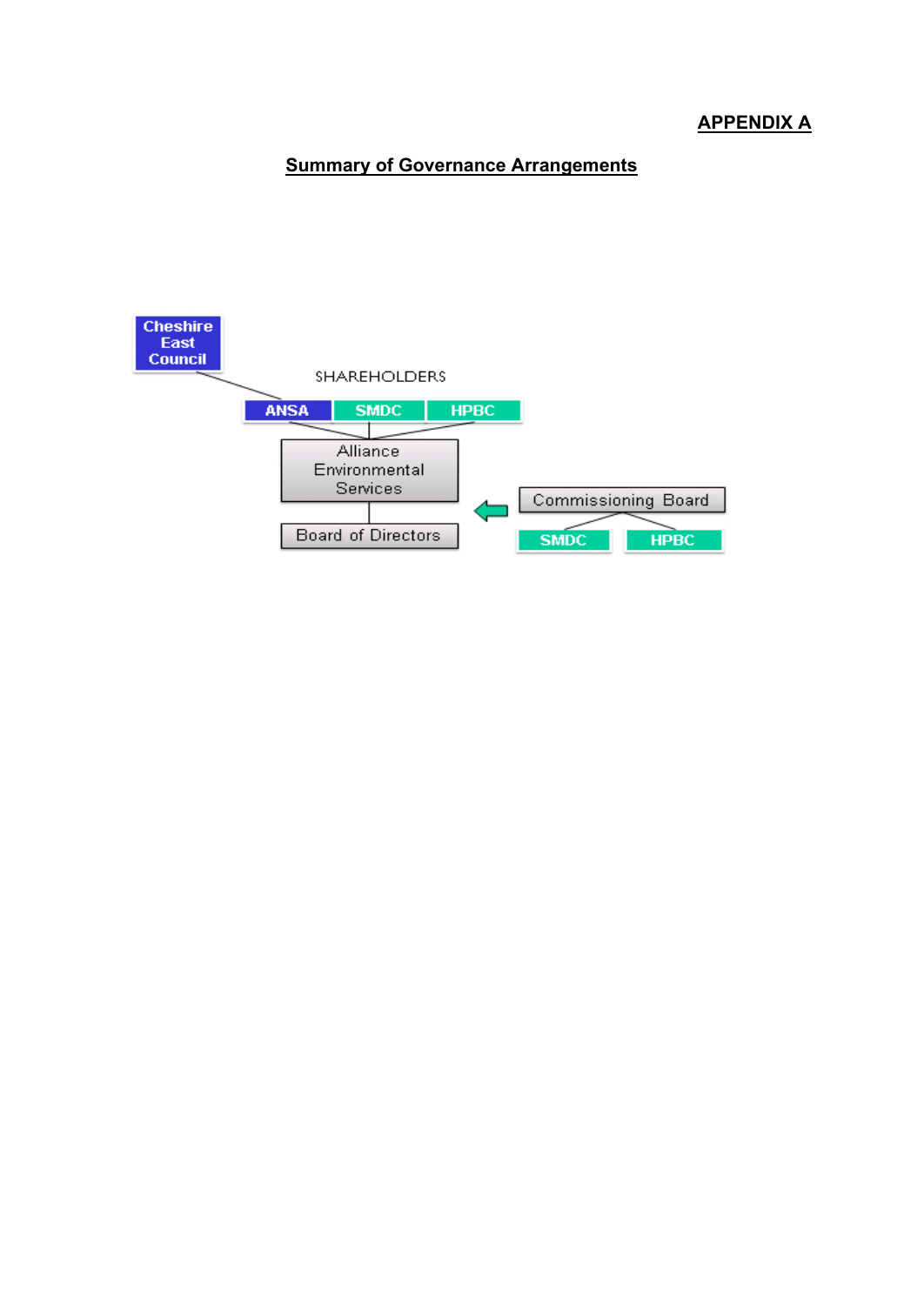**APPENDIX A**

## Summary of Governance Arrangements

Cheshire East Council

SHAREHOLDERS

ANSA | SMDC | HPBC

Alliance Environmental Services

Board of Directors

Commissioning Board

SMDC | HPBC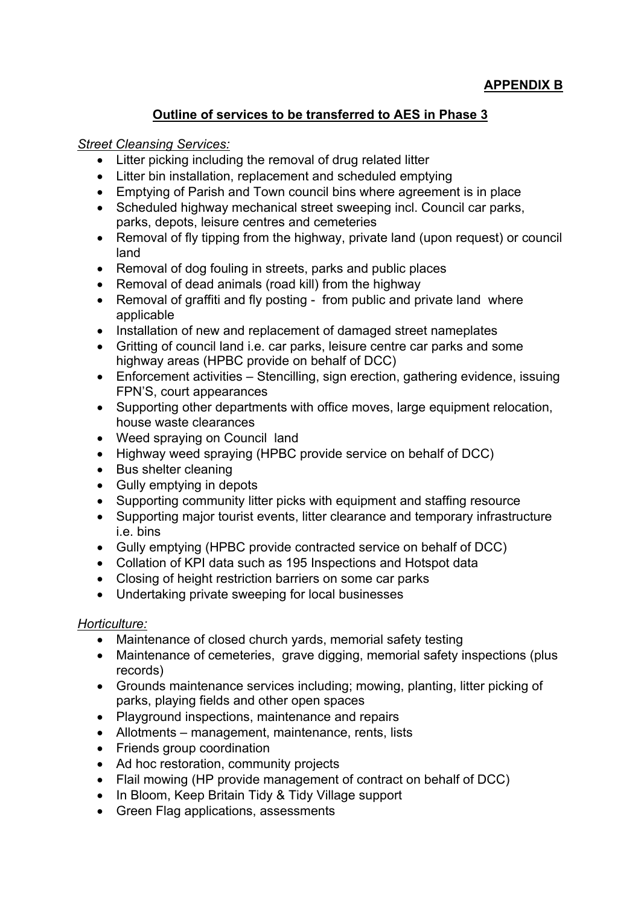**APPENDIX B**

**Outline of services to be transferred to AES in Phase 3**

*Street Cleansing Services:*

- Litter picking including the removal of drug related litter
- Litter bin installation, replacement and scheduled emptying
- Emptying of Parish and Town council bins where agreement is in place
- Scheduled highway mechanical street sweeping incl. Council car parks, parks, depots, leisure centres and cemeteries
- Removal of fly tipping from the highway, private land (upon request) or council land
- Removal of dog fouling in streets, parks and public places
- Removal of dead animals (road kill) from the highway
- Removal of graffiti and fly posting - from public and private land where applicable
- Installation of new and replacement of damaged street nameplates
- Gritting of council land i.e. car parks, leisure centre car parks and some highway areas (HPBC provide on behalf of DCC)
- Enforcement activities – Stencilling, sign erection, gathering evidence, issuing FPN'S, court appearances
- Supporting other departments with office moves, large equipment relocation, house waste clearances
- Weed spraying on Council land
- Highway weed spraying (HPBC provide service on behalf of DCC)
- Bus shelter cleaning
- Gully emptying in depots
- Supporting community litter picks with equipment and staffing resource
- Supporting major tourist events, litter clearance and temporary infrastructure i.e. bins
- Gully emptying (HPBC provide contracted service on behalf of DCC)
- Collation of KPI data such as 195 Inspections and Hotspot data
- Closing of height restriction barriers on some car parks
- Undertaking private sweeping for local businesses

*Horticulture:*

- Maintenance of closed church yards, memorial safety testing
- Maintenance of cemeteries, grave digging, memorial safety inspections (plus records)
- Grounds maintenance services including; mowing, planting, litter picking of parks, playing fields and other open spaces
- Playground inspections, maintenance and repairs
- Allotments – management, maintenance, rents, lists
- Friends group coordination
- Ad hoc restoration, community projects
- Flail mowing (HP provide management of contract on behalf of DCC)
- In Bloom, Keep Britain Tidy & Tidy Village support
- Green Flag applications, assessments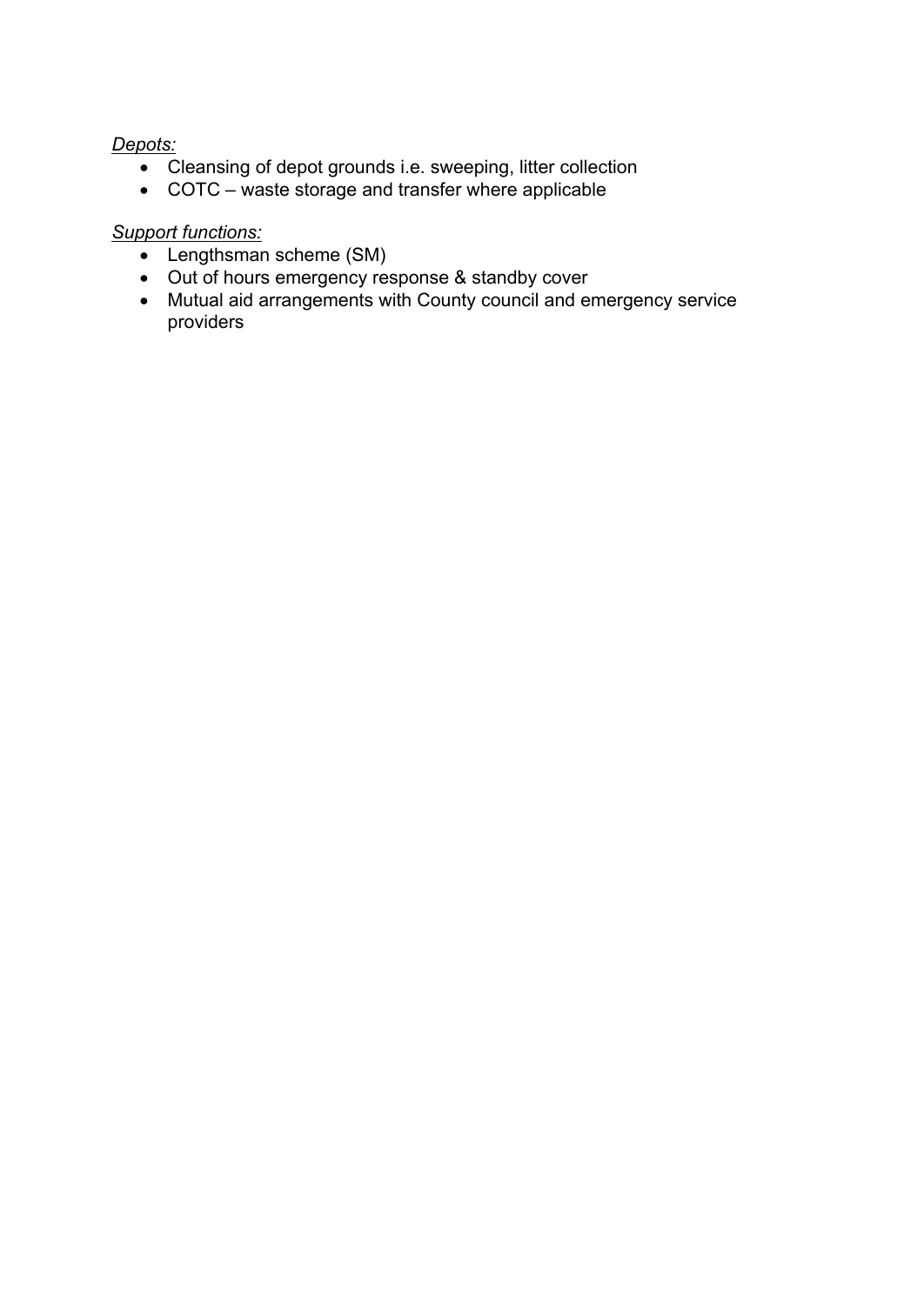*Depots:*

- Cleansing of depot grounds i.e. sweeping, litter collection
- COTC – waste storage and transfer where applicable

*Support functions:*

- Lengthsman scheme (SM)
- Out of hours emergency response & standby cover
- Mutual aid arrangements with County council and emergency service providers